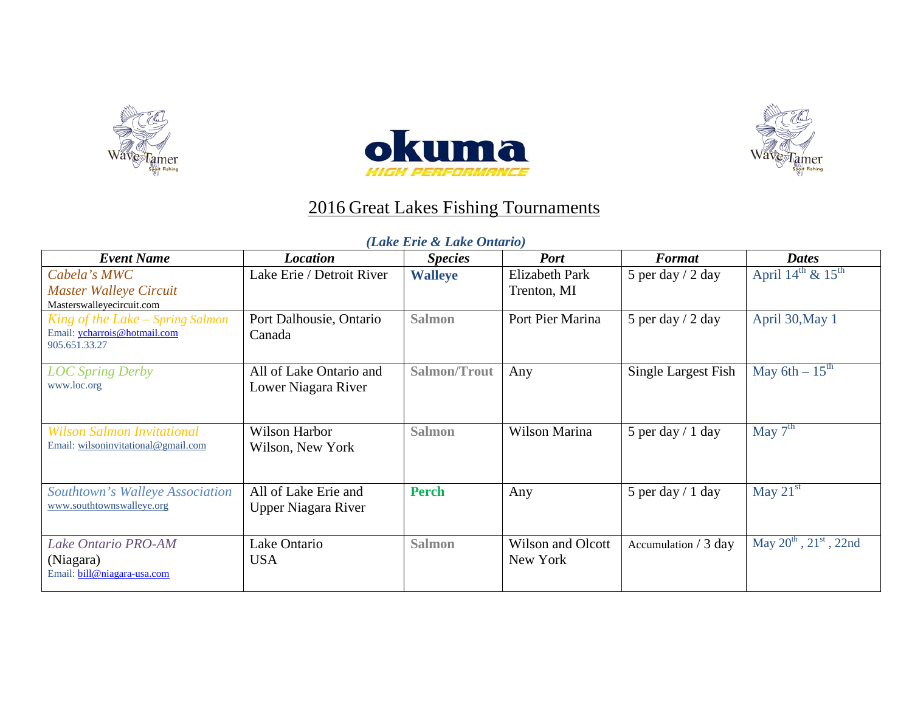# 2016 Great Lakes Fishing Tournaments

***(Lake Erie & Lake Ontario)***

| ***Event Name*** | ***Location*** | ***Species*** | ***Port*** | ***Format*** | ***Dates*** |
|---|---|---|---|---|---|
| *Cabela's MWC*<br>*Master Walleye Circuit*<br>Masterswalleyecircuit.com | Lake Erie / Detroit River | **Walleye** | Elizabeth Park<br>Trenton, MI | 5 per day / 2 day | April 14th & 15th |
| *King of the Lake – Spring Salmon*<br>Email: ycharrois@hotmail.com<br>905.651.33.27 | Port Dalhousie, Ontario Canada | **Salmon** | Port Pier Marina | 5 per day / 2 day | April 30, May 1 |
| *LOC Spring Derby*<br>www.loc.org | All of Lake Ontario and Lower Niagara River | **Salmon/Trout** | Any | Single Largest Fish | May 6th – 15th |
| *Wilson Salmon Invitational*<br>Email: wilsoninvitational@gmail.com | Wilson Harbor<br>Wilson, New York | **Salmon** | Wilson Marina | 5 per day / 1 day | May 7th |
| *Southtown's Walleye Association*<br>www.southtownswalleye.org | All of Lake Erie and Upper Niagara River | **Perch** | Any | 5 per day / 1 day | May 21st |
| *Lake Ontario PRO-AM*<br>(Niagara)<br>Email: bill@niagara-usa.com | Lake Ontario<br>USA | **Salmon** | Wilson and Olcott<br>New York | Accumulation / 3 day | May 20th , 21st , 22nd |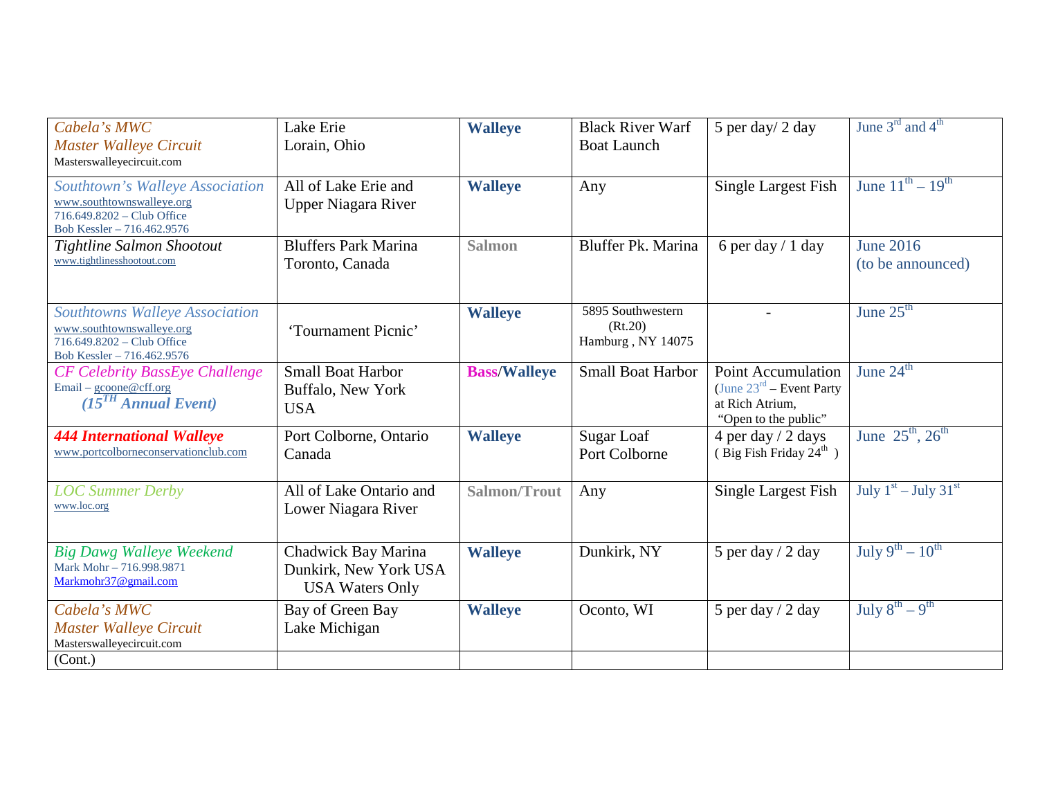| | | | | | |
|---|---|---|---|---|---|
| *Cabela's MWC*<br>*Master Walleye Circuit*<br>Masterswalleyecircuit.com | Lake Erie<br>Lorain, Ohio | **Walleye** | Black River Warf<br>Boat Launch | 5 per day/ 2 day | June 3rd and 4th |
| *Southtown's Walleye Association*<br>www.southtownswalleye.org<br>716.649.8202 – Club Office<br>Bob Kessler – 716.462.9576 | All of Lake Erie and<br>Upper Niagara River | **Walleye** | Any | Single Largest Fish | June 11th – 19th |
| *Tightline Salmon Shootout*<br>www.tightlinesshootout.com | Bluffers Park Marina<br>Toronto, Canada | **Salmon** | Bluffer Pk. Marina | 6 per day / 1 day | June 2016<br>(to be announced) |
| *Southtowns Walleye Association*<br>www.southtownswalleye.org<br>716.649.8202 – Club Office<br>Bob Kessler – 716.462.9576 | 'Tournament Picnic' | **Walleye** | 5895 Southwestern<br>(Rt.20)<br>Hamburg , NY 14075 | - | June 25th |
| *CF Celebrity BassEye Challenge*<br>Email – gcoone@cff.org<br>***(15TH Annual Event)*** | Small Boat Harbor<br>Buffalo, New York<br>USA | **Bass/Walleye** | Small Boat Harbor | Point Accumulation<br>(June 23rd – Event Party at Rich Atrium,<br>"Open to the public" | June 24th |
| ***444 International Walleye***<br>www.portcolborneconservationclub.com | Port Colborne, Ontario<br>Canada | **Walleye** | Sugar Loaf<br>Port Colborne | 4 per day / 2 days<br>( Big Fish Friday 24th ) | June 25th, 26th |
| *LOC Summer Derby*<br>www.loc.org | All of Lake Ontario and<br>Lower Niagara River | **Salmon/Trout** | Any | Single Largest Fish | July 1st – July 31st |
| *Big Dawg Walleye Weekend*<br>Mark Mohr – 716.998.9871<br>Markmohr37@gmail.com | Chadwick Bay Marina<br>Dunkirk, New York USA<br>USA Waters Only | **Walleye** | Dunkirk, NY | 5 per day / 2 day | July 9th – 10th |
| *Cabela's MWC*<br>*Master Walleye Circuit*<br>Masterswalleyecircuit.com | Bay of Green Bay<br>Lake Michigan | **Walleye** | Oconto, WI | 5 per day / 2 day | July 8th – 9th |
| (Cont.) | | | | | |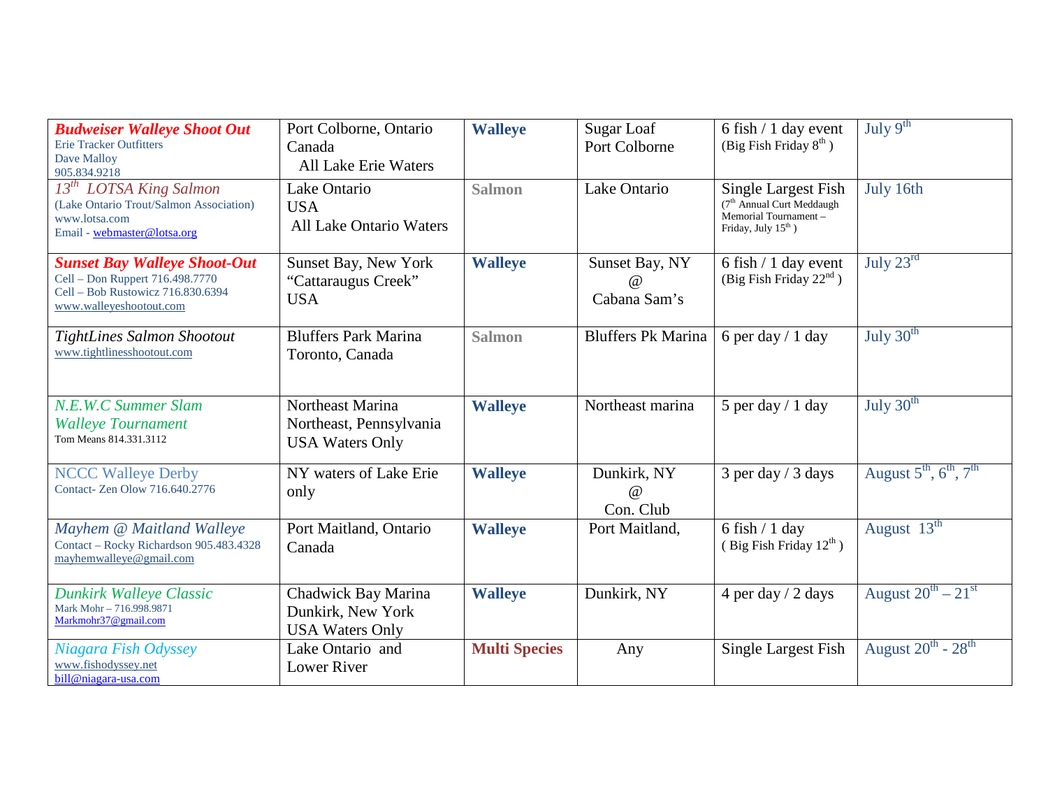| | | | | | |
|---|---|---|---|---|---|
| ***Budweiser Walleye Shoot Out*** Erie Tracker Outfitters Dave Malloy 905.834.9218 | Port Colborne, Ontario Canada All Lake Erie Waters | **Walleye** | Sugar Loaf Port Colborne | 6 fish / 1 day event (Big Fish Friday 8th ) | July 9th |
| *13th LOTSA King Salmon* (Lake Ontario Trout/Salmon Association) www.lotsa.com Email - webmaster@lotsa.org | Lake Ontario USA All Lake Ontario Waters | **Salmon** | Lake Ontario | Single Largest Fish (7th Annual Curt Meddaugh Memorial Tournament – Friday, July 15th ) | July 16th |
| ***Sunset Bay Walleye Shoot-Out*** Cell – Don Ruppert 716.498.7770 Cell – Bob Rustowicz 716.830.6394 www.walleyeshootout.com | Sunset Bay, New York "Cattaraugus Creek" USA | **Walleye** | Sunset Bay, NY @ Cabana Sam's | 6 fish / 1 day event (Big Fish Friday 22nd ) | July 23rd |
| *TightLines Salmon Shootout* www.tightlinesshootout.com | Bluffers Park Marina Toronto, Canada | **Salmon** | Bluffers Pk Marina | 6 per day / 1 day | July 30th |
| *N.E.W.C Summer Slam Walleye Tournament* Tom Means 814.331.3112 | Northeast Marina Northeast, Pennsylvania USA Waters Only | **Walleye** | Northeast marina | 5 per day / 1 day | July 30th |
| NCCC Walleye Derby Contact- Zen Olow 716.640.2776 | NY waters of Lake Erie only | **Walleye** | Dunkirk, NY @ Con. Club | 3 per day / 3 days | August 5th, 6th, 7th |
| *Mayhem @ Maitland Walleye* Contact – Rocky Richardson 905.483.4328 mayhemwalleye@gmail.com | Port Maitland, Ontario Canada | **Walleye** | Port Maitland, | 6 fish / 1 day ( Big Fish Friday 12th ) | August 13th |
| *Dunkirk Walleye Classic* Mark Mohr – 716.998.9871 Markmohr37@gmail.com | Chadwick Bay Marina Dunkirk, New York USA Waters Only | **Walleye** | Dunkirk, NY | 4 per day / 2 days | August 20th – 21st |
| *Niagara Fish Odyssey* www.fishodyssey.net bill@niagara-usa.com | Lake Ontario and Lower River | **Multi Species** | Any | Single Largest Fish | August 20th - 28th |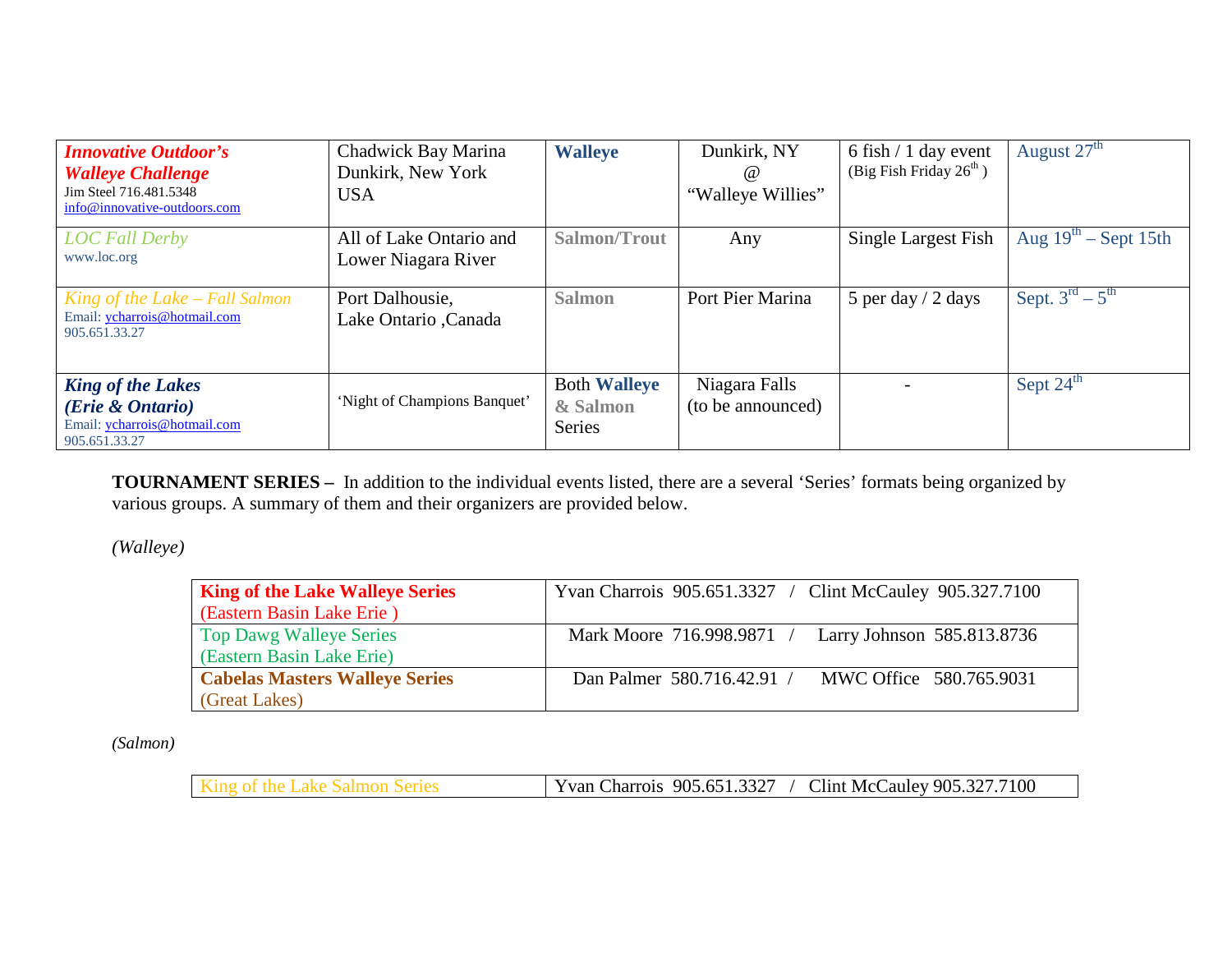| | | | | | |
|---|---|---|---|---|---|
| ***Innovative Outdoor's Walleye Challenge*** Jim Steel 716.481.5348 info@innovative-outdoors.com | Chadwick Bay Marina Dunkirk, New York USA | **Walleye** | Dunkirk, NY @ "Walleye Willies" | 6 fish / 1 day event (Big Fish Friday 26th ) | August 27th |
| *LOC Fall Derby* www.loc.org | All of Lake Ontario and Lower Niagara River | **Salmon/Trout** | Any | Single Largest Fish | Aug 19th – Sept 15th |
| *King of the Lake – Fall Salmon* Email: ycharrois@hotmail.com 905.651.33.27 | Port Dalhousie, Lake Ontario ,Canada | **Salmon** | Port Pier Marina | 5 per day / 2 days | Sept. 3rd – 5th |
| ***King of the Lakes (Erie & Ontario)*** Email: ycharrois@hotmail.com 905.651.33.27 | 'Night of Champions Banquet' | Both **Walleye & Salmon** Series | Niagara Falls (to be announced) | - | Sept 24th |

**TOURNAMENT SERIES –** In addition to the individual events listed, there are a several 'Series' formats being organized by various groups. A summary of them and their organizers are provided below.

*(Walleye)*

| | |
|---|---|
| **King of the Lake Walleye Series** (Eastern Basin Lake Erie ) | Yvan Charrois 905.651.3327 / Clint McCauley 905.327.7100 |
| Top Dawg Walleye Series (Eastern Basin Lake Erie) | Mark Moore 716.998.9871 / Larry Johnson 585.813.8736 |
| **Cabelas Masters Walleye Series** (Great Lakes) | Dan Palmer 580.716.42.91 / MWC Office 580.765.9031 |

*(Salmon)*

| | |
|---|---|
| King of the Lake Salmon Series | Yvan Charrois 905.651.3327 / Clint McCauley 905.327.7100 |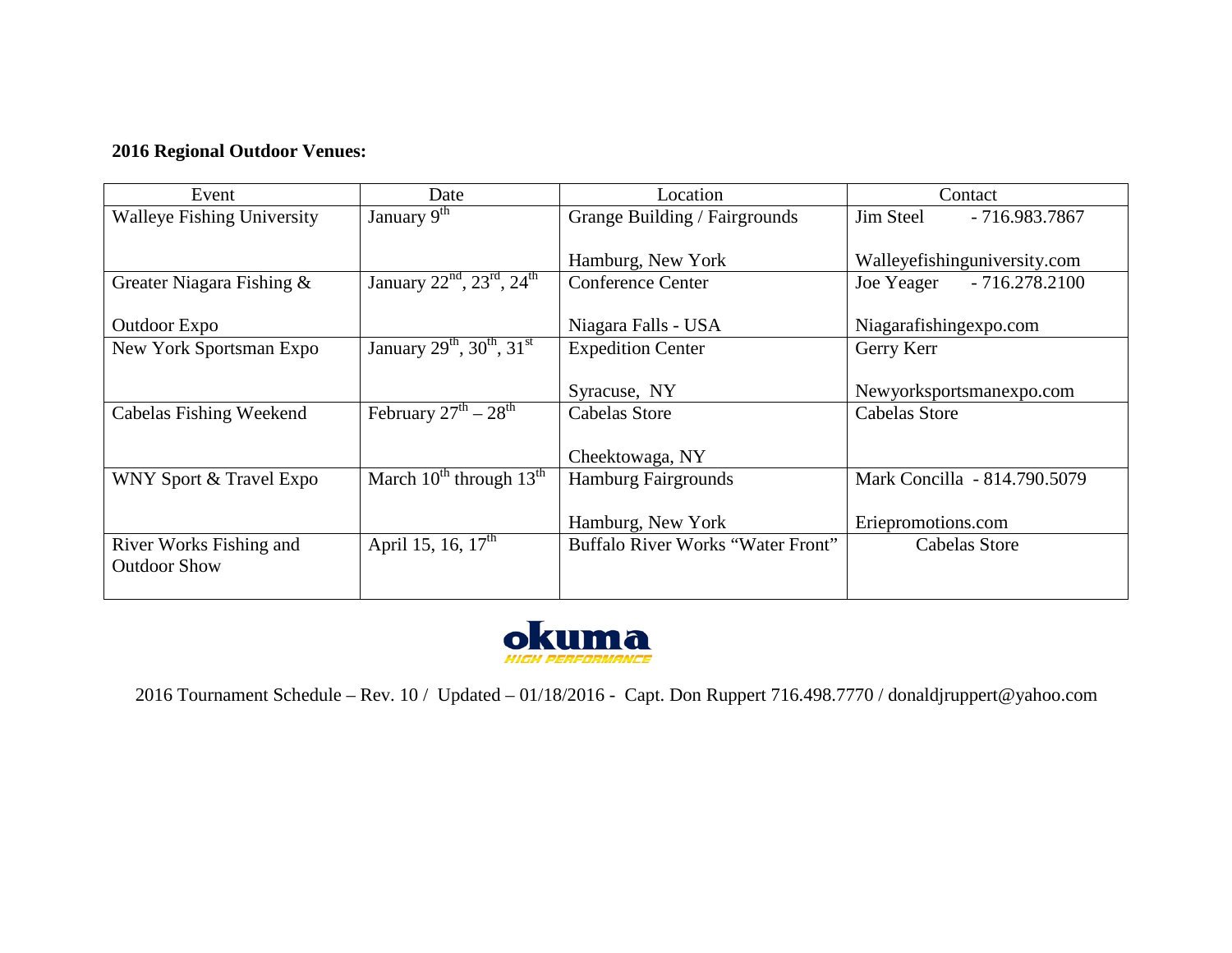**2016 Regional Outdoor Venues:**

| Event | Date | Location | Contact |
|---|---|---|---|
| Walleye Fishing University | January 9th | Grange Building / Fairgrounds<br><br>Hamburg, New York | Jim Steel - 716.983.7867<br><br>Walleyefishinguniversity.com |
| Greater Niagara Fishing & Outdoor Expo | January 22nd, 23rd, 24th | Conference Center<br><br>Niagara Falls - USA | Joe Yeager - 716.278.2100<br><br>Niagarafishingexpo.com |
| New York Sportsman Expo | January 29th, 30th, 31st | Expedition Center<br><br>Syracuse, NY | Gerry Kerr<br><br>Newyorksportsmanexpo.com |
| Cabelas Fishing Weekend | February 27th – 28th | Cabelas Store<br><br>Cheektowaga, NY | Cabelas Store |
| WNY Sport & Travel Expo | March 10th through 13th | Hamburg Fairgrounds<br><br>Hamburg, New York | Mark Concilla - 814.790.5079<br><br>Eriepromotions.com |
| River Works Fishing and Outdoor Show | April 15, 16, 17th | Buffalo River Works "Water Front" | Cabelas Store |

okuma
HIGH PERFORMANCE

2016 Tournament Schedule – Rev. 10 / Updated – 01/18/2016 - Capt. Don Ruppert 716.498.7770 / donaldjruppert@yahoo.com